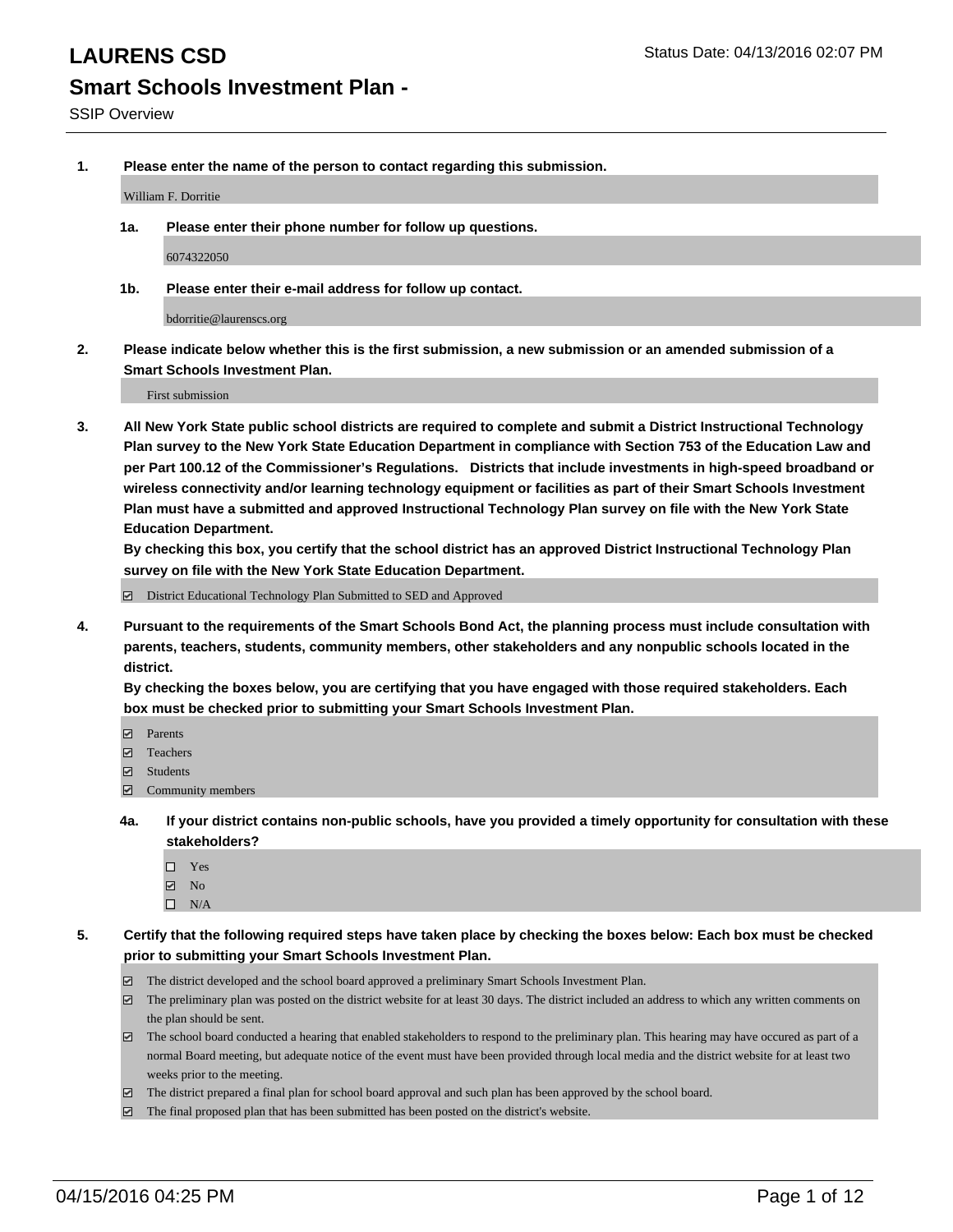# LAUNRENS CSD

Status Date: 04/13/2016 02:07 PM

## Smart Schools Investment Plan -

SSIP Overview

1. **Please enter the name of the person to contact regarding this submission.**

   William F. Dorritie

   1a. **Please enter their phone number for follow up questions.**

   6074322050

   1b. **Please enter their e-mail address for follow up contact.**

   bdorritie@laurenscs.org

2. **Please indicate below whether this is the first submission, a new submission or an amended submission of a Smart Schools Investment Plan.**

   First submission

3. **All New York State public school districts are required to complete and submit a District Instructional Technology Plan survey to the New York State Education Department in compliance with Section 753 of the Education Law and per Part 100.12 of the Commissioner's Regulations. Districts that include investments in high-speed broadband or wireless connectivity and/or learning technology equipment or facilities as part of their Smart Schools Investment Plan must have a submitted and approved Instructional Technology Plan survey on file with the New York State Education Department.**
   **By checking this box, you certify that the school district has an approved District Instructional Technology Plan survey on file with the New York State Education Department.**

   ☑ District Educational Technology Plan Submitted to SED and Approved

4. **Pursuant to the requirements of the Smart Schools Bond Act, the planning process must include consultation with parents, teachers, students, community members, other stakeholders and any nonpublic schools located in the district.**
   **By checking the boxes below, you are certifying that you have engaged with those required stakeholders. Each box must be checked prior to submitting your Smart Schools Investment Plan.**

   ☑ Parents
   ☑ Teachers
   ☑ Students
   ☑ Community members

   4a. **If your district contains non-public schools, have you provided a timely opportunity for consultation with these stakeholders?**

   ☐ Yes
   ☑ No
   ☐ N/A

5. **Certify that the following required steps have taken place by checking the boxes below: Each box must be checked prior to submitting your Smart Schools Investment Plan.**

   ☑ The district developed and the school board approved a preliminary Smart Schools Investment Plan.
   ☑ The preliminary plan was posted on the district website for at least 30 days. The district included an address to which any written comments on the plan should be sent.
   ☑ The school board conducted a hearing that enabled stakeholders to respond to the preliminary plan. This hearing may have occured as part of a normal Board meeting, but adequate notice of the event must have been provided through local media and the district website for at least two weeks prior to the meeting.
   ☑ The district prepared a final plan for school board approval and such plan has been approved by the school board.
   ☑ The final proposed plan that has been submitted has been posted on the district's website.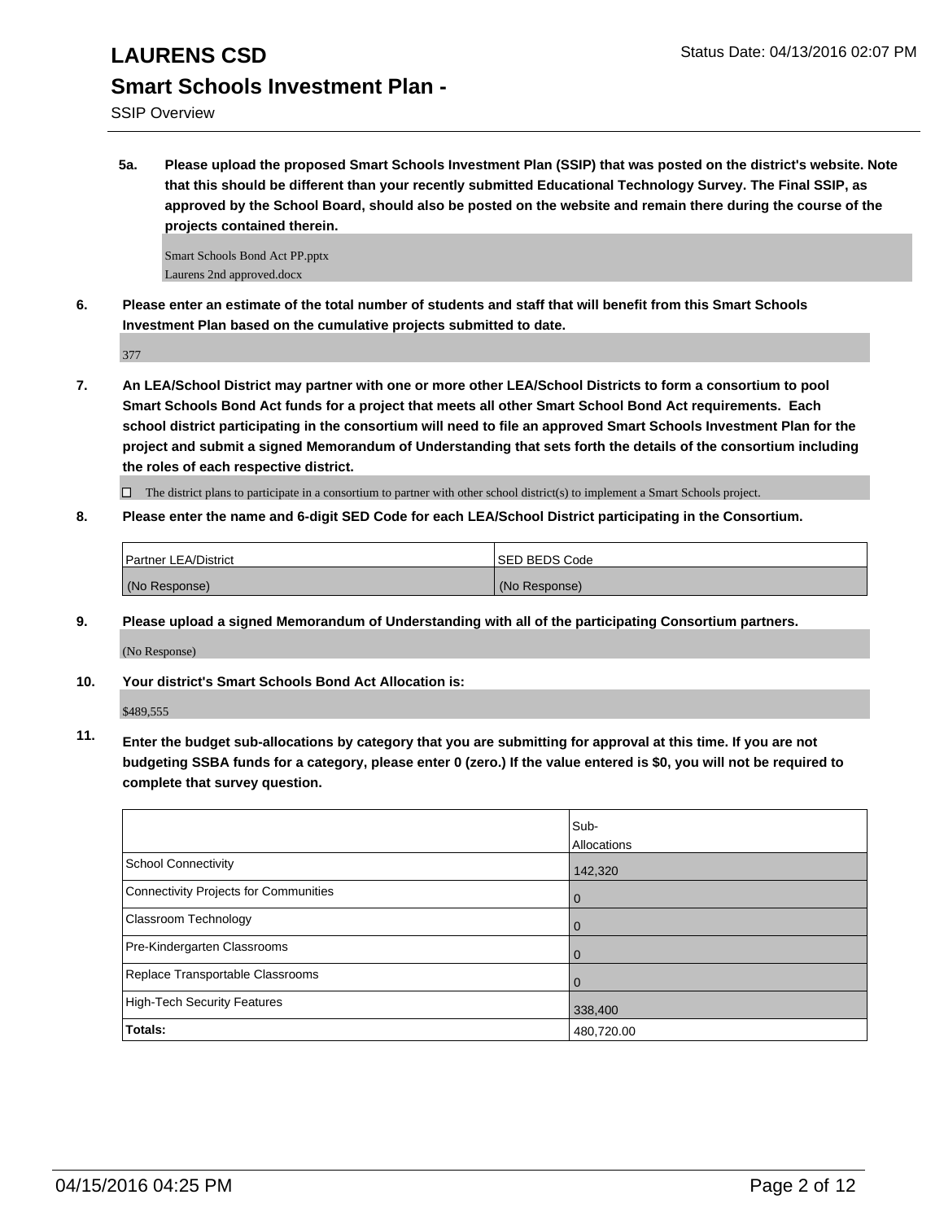**5a. Please upload the proposed Smart Schools Investment Plan (SSIP) that was posted on the district's website. Note that this should be different than your recently submitted Educational Technology Survey. The Final SSIP, as approved by the School Board, should also be posted on the website and remain there during the course of the projects contained therein.**

Smart Schools Bond Act PP.pptx
Laurens 2nd approved.docx

**6. Please enter an estimate of the total number of students and staff that will benefit from this Smart Schools Investment Plan based on the cumulative projects submitted to date.**

377

**7. An LEA/School District may partner with one or more other LEA/School Districts to form a consortium to pool Smart Schools Bond Act funds for a project that meets all other Smart School Bond Act requirements. Each school district participating in the consortium will need to file an approved Smart Schools Investment Plan for the project and submit a signed Memorandum of Understanding that sets forth the details of the consortium including the roles of each respective district.**

☐ The district plans to participate in a consortium to partner with other school district(s) to implement a Smart Schools project.

**8. Please enter the name and 6-digit SED Code for each LEA/School District participating in the Consortium.**

| Partner LEA/District | SED BEDS Code |
|---|---|
| (No Response) | (No Response) |

**9. Please upload a signed Memorandum of Understanding with all of the participating Consortium partners.**

(No Response)

**10. Your district's Smart Schools Bond Act Allocation is:**

$489,555

**11. Enter the budget sub-allocations by category that you are submitting for approval at this time. If you are not budgeting SSBA funds for a category, please enter 0 (zero.) If the value entered is $0, you will not be required to complete that survey question.**

| | Sub-Allocations |
|---|---|
| School Connectivity | 142,320 |
| Connectivity Projects for Communities | 0 |
| Classroom Technology | 0 |
| Pre-Kindergarten Classrooms | 0 |
| Replace Transportable Classrooms | 0 |
| High-Tech Security Features | 338,400 |
| **Totals:** | 480,720.00 |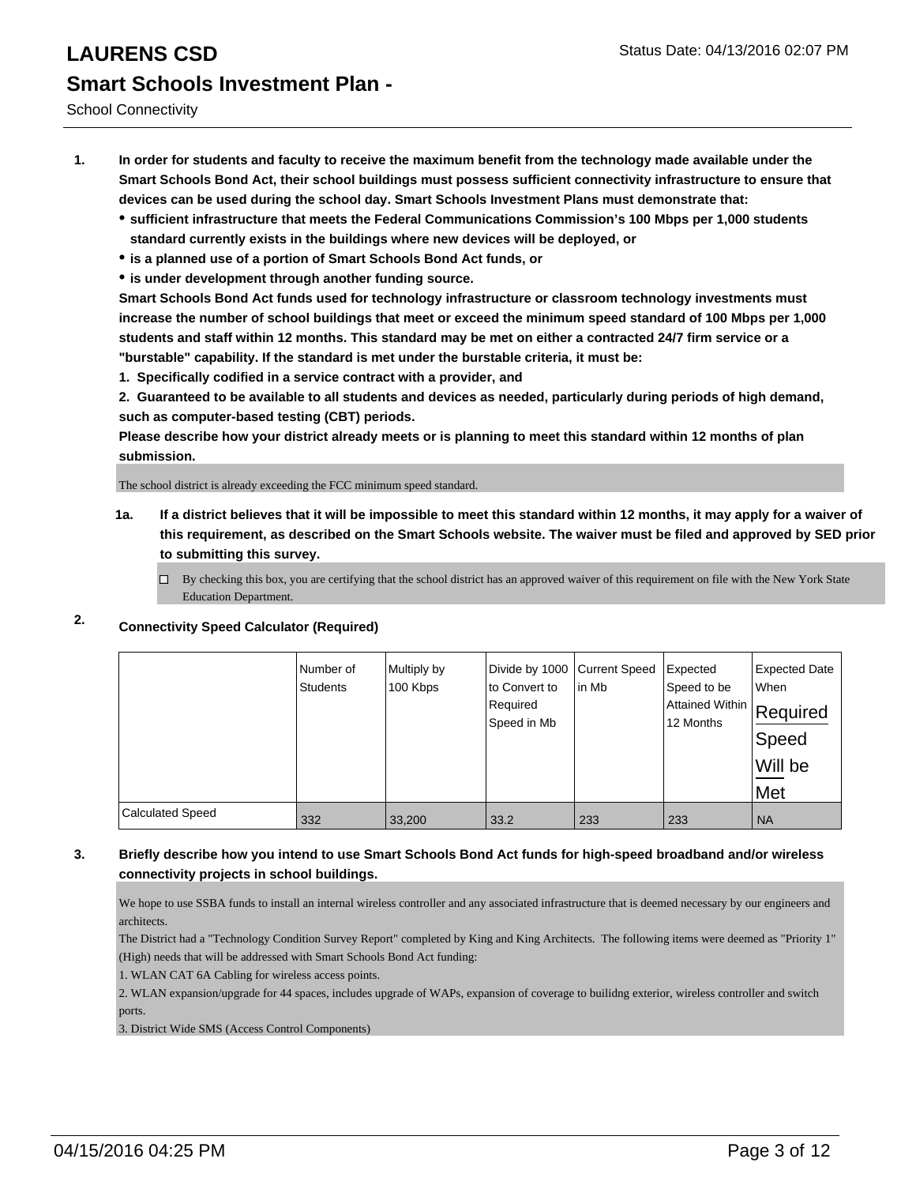# LAURENS CSD

Status Date: 04/13/2016 02:07 PM

## Smart Schools Investment Plan -

School Connectivity

1. **In order for students and faculty to receive the maximum benefit from the technology made available under the Smart Schools Bond Act, their school buildings must possess sufficient connectivity infrastructure to ensure that devices can be used during the school day. Smart Schools Investment Plans must demonstrate that:**
   - **sufficient infrastructure that meets the Federal Communications Commission's 100 Mbps per 1,000 students standard currently exists in the buildings where new devices will be deployed, or**
   - **is a planned use of a portion of Smart Schools Bond Act funds, or**
   - **is under development through another funding source.**

   **Smart Schools Bond Act funds used for technology infrastructure or classroom technology investments must increase the number of school buildings that meet or exceed the minimum speed standard of 100 Mbps per 1,000 students and staff within 12 months. This standard may be met on either a contracted 24/7 firm service or a "burstable" capability. If the standard is met under the burstable criteria, it must be:**

   **1. Specifically codified in a service contract with a provider, and**

   **2. Guaranteed to be available to all students and devices as needed, particularly during periods of high demand, such as computer-based testing (CBT) periods.**

   **Please describe how your district already meets or is planning to meet this standard within 12 months of plan submission.**

   The school district is already exceeding the FCC minimum speed standard.

   **1a. If a district believes that it will be impossible to meet this standard within 12 months, it may apply for a waiver of this requirement, as described on the Smart Schools website. The waiver must be filed and approved by SED prior to submitting this survey.**

   ☐ By checking this box, you are certifying that the school district has an approved waiver of this requirement on file with the New York State Education Department.

2. **Connectivity Speed Calculator (Required)**

|  | Number of Students | Multiply by 100 Kbps | Divide by 1000 to Convert to Required Speed in Mb | Current Speed in Mb | Expected Speed to be Attained Within 12 Months | Expected Date When Required Speed Will be Met |
|---|---|---|---|---|---|---|
| Calculated Speed | 332 | 33,200 | 33.2 | 233 | 233 | NA |

3. **Briefly describe how you intend to use Smart Schools Bond Act funds for high-speed broadband and/or wireless connectivity projects in school buildings.**

   We hope to use SSBA funds to install an internal wireless controller and any associated infrastructure that is deemed necessary by our engineers and architects.
   The District had a "Technology Condition Survey Report" completed by King and King Architects. The following items were deemed as "Priority 1" (High) needs that will be addressed with Smart Schools Bond Act funding:
   1. WLAN CAT 6A Cabling for wireless access points.
   2. WLAN expansion/upgrade for 44 spaces, includes upgrade of WAPs, expansion of coverage to builidng exterior, wireless controller and switch ports.
   3. District Wide SMS (Access Control Components)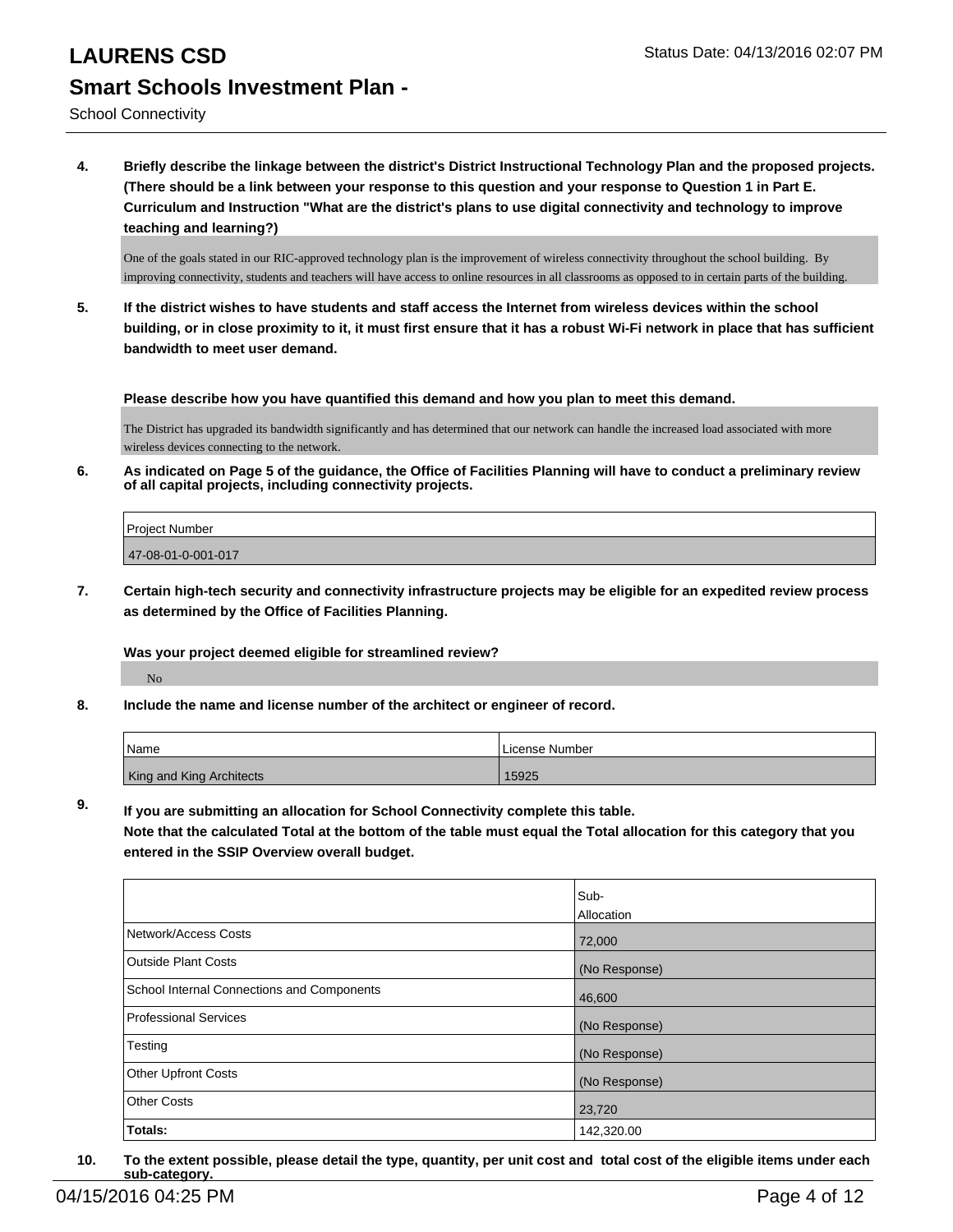# LAURENS CSD

Status Date: 04/13/2016 02:07 PM

## Smart Schools Investment Plan -

School Connectivity

**4. Briefly describe the linkage between the district's District Instructional Technology Plan and the proposed projects. (There should be a link between your response to this question and your response to Question 1 in Part E. Curriculum and Instruction "What are the district's plans to use digital connectivity and technology to improve teaching and learning?)**

One of the goals stated in our RIC-approved technology plan is the improvement of wireless connectivity throughout the school building. By improving connectivity, students and teachers will have access to online resources in all classrooms as opposed to in certain parts of the building.

**5. If the district wishes to have students and staff access the Internet from wireless devices within the school building, or in close proximity to it, it must first ensure that it has a robust Wi-Fi network in place that has sufficient bandwidth to meet user demand.**

**Please describe how you have quantified this demand and how you plan to meet this demand.**

The District has upgraded its bandwidth significantly and has determined that our network can handle the increased load associated with more wireless devices connecting to the network.

**6. As indicated on Page 5 of the guidance, the Office of Facilities Planning will have to conduct a preliminary review of all capital projects, including connectivity projects.**

| Project Number |
|---|
| 47-08-01-0-001-017 |

**7. Certain high-tech security and connectivity infrastructure projects may be eligible for an expedited review process as determined by the Office of Facilities Planning.**

**Was your project deemed eligible for streamlined review?**

No

**8. Include the name and license number of the architect or engineer of record.**

| Name | License Number |
|---|---|
| King and King Architects | 15925 |

**9. If you are submitting an allocation for School Connectivity complete this table. Note that the calculated Total at the bottom of the table must equal the Total allocation for this category that you entered in the SSIP Overview overall budget.**

| | Sub-Allocation |
|---|---|
| Network/Access Costs | 72,000 |
| Outside Plant Costs | (No Response) |
| School Internal Connections and Components | 46,600 |
| Professional Services | (No Response) |
| Testing | (No Response) |
| Other Upfront Costs | (No Response) |
| Other Costs | 23,720 |
| **Totals:** | 142,320.00 |

**10. To the extent possible, please detail the type, quantity, per unit cost and total cost of the eligible items under each sub-category.**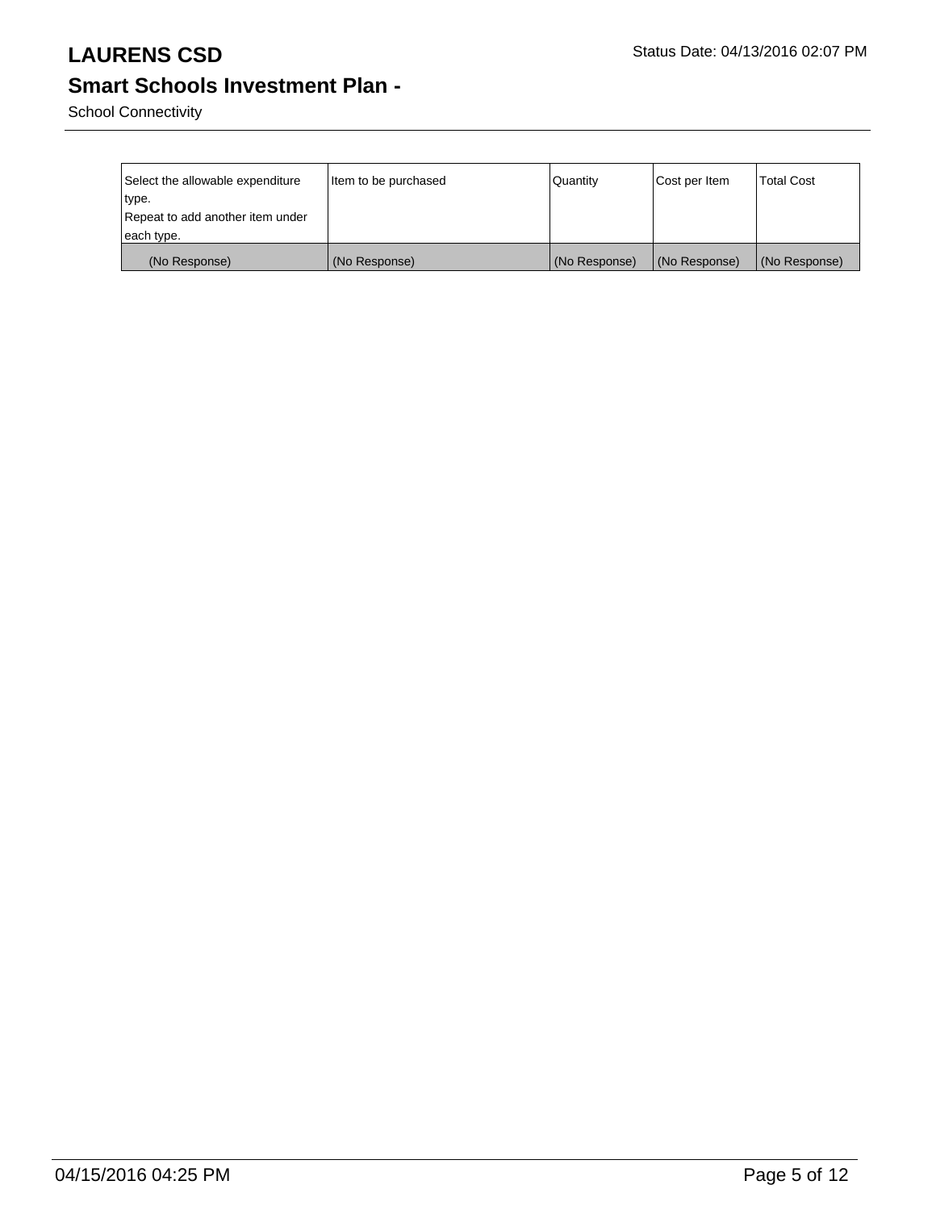| Select the allowable expenditure type. Repeat to add another item under each type. | Item to be purchased | Quantity | Cost per Item | Total Cost |
|---|---|---|---|---|
| (No Response) | (No Response) | (No Response) | (No Response) | (No Response) |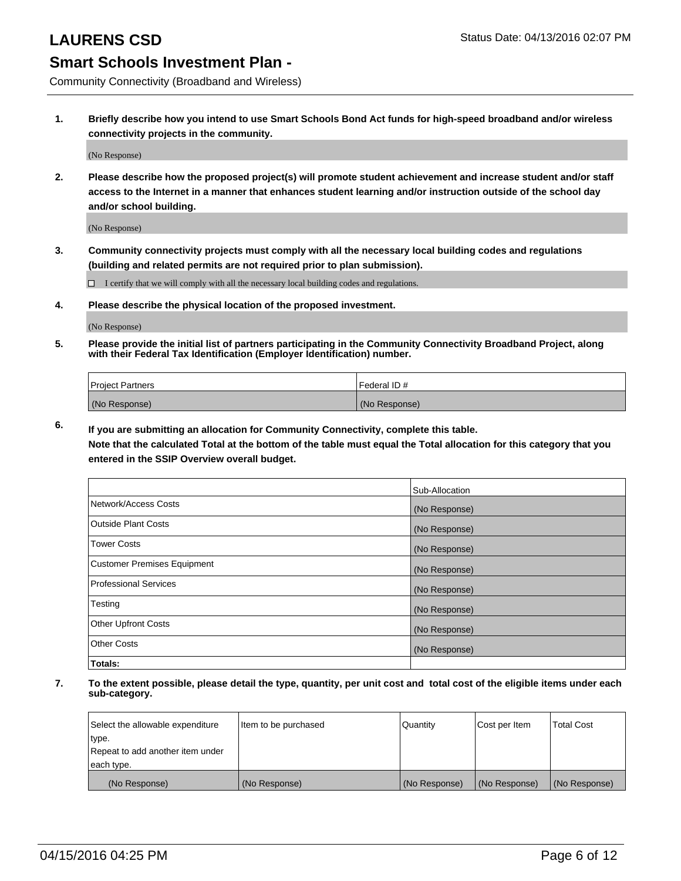# LAURENS CSD

Status Date: 04/13/2016 02:07 PM

## Smart Schools Investment Plan -

Community Connectivity (Broadband and Wireless)

**1. Briefly describe how you intend to use Smart Schools Bond Act funds for high-speed broadband and/or wireless connectivity projects in the community.**

(No Response)

**2. Please describe how the proposed project(s) will promote student achievement and increase student and/or staff access to the Internet in a manner that enhances student learning and/or instruction outside of the school day and/or school building.**

(No Response)

**3. Community connectivity projects must comply with all the necessary local building codes and regulations (building and related permits are not required prior to plan submission).**

☐ I certify that we will comply with all the necessary local building codes and regulations.

**4. Please describe the physical location of the proposed investment.**

(No Response)

**5. Please provide the initial list of partners participating in the Community Connectivity Broadband Project, along with their Federal Tax Identification (Employer Identification) number.**

| Project Partners | Federal ID # |
|---|---|
| (No Response) | (No Response) |

**6. If you are submitting an allocation for Community Connectivity, complete this table.**
**Note that the calculated Total at the bottom of the table must equal the Total allocation for this category that you entered in the SSIP Overview overall budget.**

| | Sub-Allocation |
|---|---|
| Network/Access Costs | (No Response) |
| Outside Plant Costs | (No Response) |
| Tower Costs | (No Response) |
| Customer Premises Equipment | (No Response) |
| Professional Services | (No Response) |
| Testing | (No Response) |
| Other Upfront Costs | (No Response) |
| Other Costs | (No Response) |
| **Totals:** | |

**7. To the extent possible, please detail the type, quantity, per unit cost and total cost of the eligible items under each sub-category.**

| Select the allowable expenditure type. Repeat to add another item under each type. | Item to be purchased | Quantity | Cost per Item | Total Cost |
|---|---|---|---|---|
| (No Response) | (No Response) | (No Response) | (No Response) | (No Response) |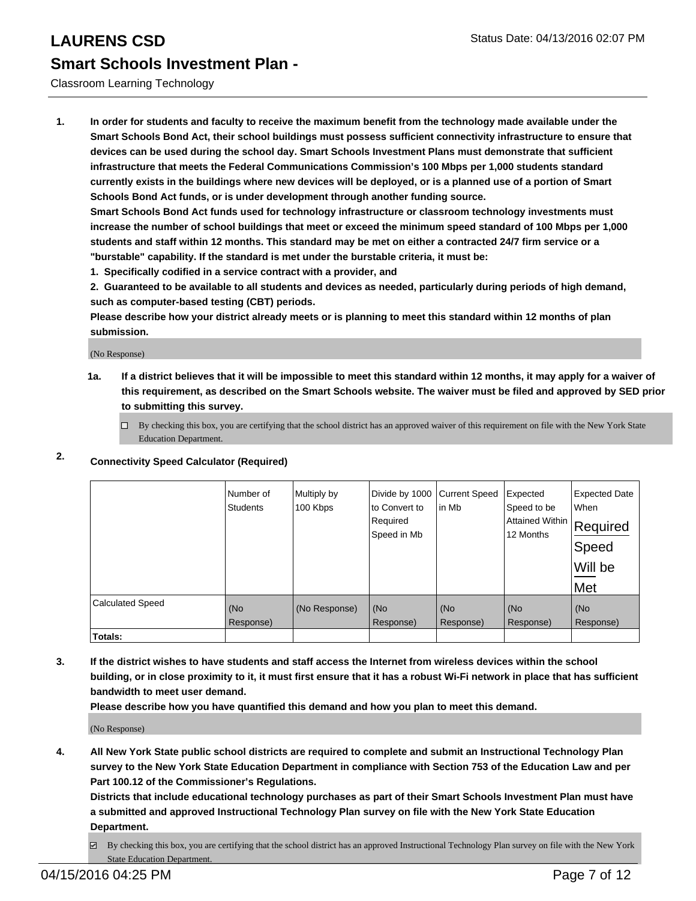# LAURENS CSD

## Smart Schools Investment Plan -

Classroom Learning Technology

1. **In order for students and faculty to receive the maximum benefit from the technology made available under the Smart Schools Bond Act, their school buildings must possess sufficient connectivity infrastructure to ensure that devices can be used during the school day. Smart Schools Investment Plans must demonstrate that sufficient infrastructure that meets the Federal Communications Commission's 100 Mbps per 1,000 students standard currently exists in the buildings where new devices will be deployed, or is a planned use of a portion of Smart Schools Bond Act funds, or is under development through another funding source.**

   **Smart Schools Bond Act funds used for technology infrastructure or classroom technology investments must increase the number of school buildings that meet or exceed the minimum speed standard of 100 Mbps per 1,000 students and staff within 12 months. This standard may be met on either a contracted 24/7 firm service or a "burstable" capability. If the standard is met under the burstable criteria, it must be:**

   **1. Specifically codified in a service contract with a provider, and**

   **2. Guaranteed to be available to all students and devices as needed, particularly during periods of high demand, such as computer-based testing (CBT) periods.**

   **Please describe how your district already meets or is planning to meet this standard within 12 months of plan submission.**

   (No Response)

   **1a. If a district believes that it will be impossible to meet this standard within 12 months, it may apply for a waiver of this requirement, as described on the Smart Schools website. The waiver must be filed and approved by SED prior to submitting this survey.**

   ☐ By checking this box, you are certifying that the school district has an approved waiver of this requirement on file with the New York State Education Department.

2. **Connectivity Speed Calculator (Required)**

| | Number of Students | Multiply by 100 Kbps | Divide by 1000 to Convert to Required Speed in Mb | Current Speed in Mb | Expected Speed to be Attained Within 12 Months | Expected Date When Required Speed Will be Met |
|---|---|---|---|---|---|---|
| Calculated Speed | (No Response) | (No Response) | (No Response) | (No Response) | (No Response) | (No Response) |
| **Totals:** | | | | | | |

3. **If the district wishes to have students and staff access the Internet from wireless devices within the school building, or in close proximity to it, it must first ensure that it has a robust Wi-Fi network in place that has sufficient bandwidth to meet user demand.**

   **Please describe how you have quantified this demand and how you plan to meet this demand.**

   (No Response)

4. **All New York State public school districts are required to complete and submit an Instructional Technology Plan survey to the New York State Education Department in compliance with Section 753 of the Education Law and per Part 100.12 of the Commissioner's Regulations.**

   **Districts that include educational technology purchases as part of their Smart Schools Investment Plan must have a submitted and approved Instructional Technology Plan survey on file with the New York State Education Department.**

   ☑ By checking this box, you are certifying that the school district has an approved Instructional Technology Plan survey on file with the New York State Education Department.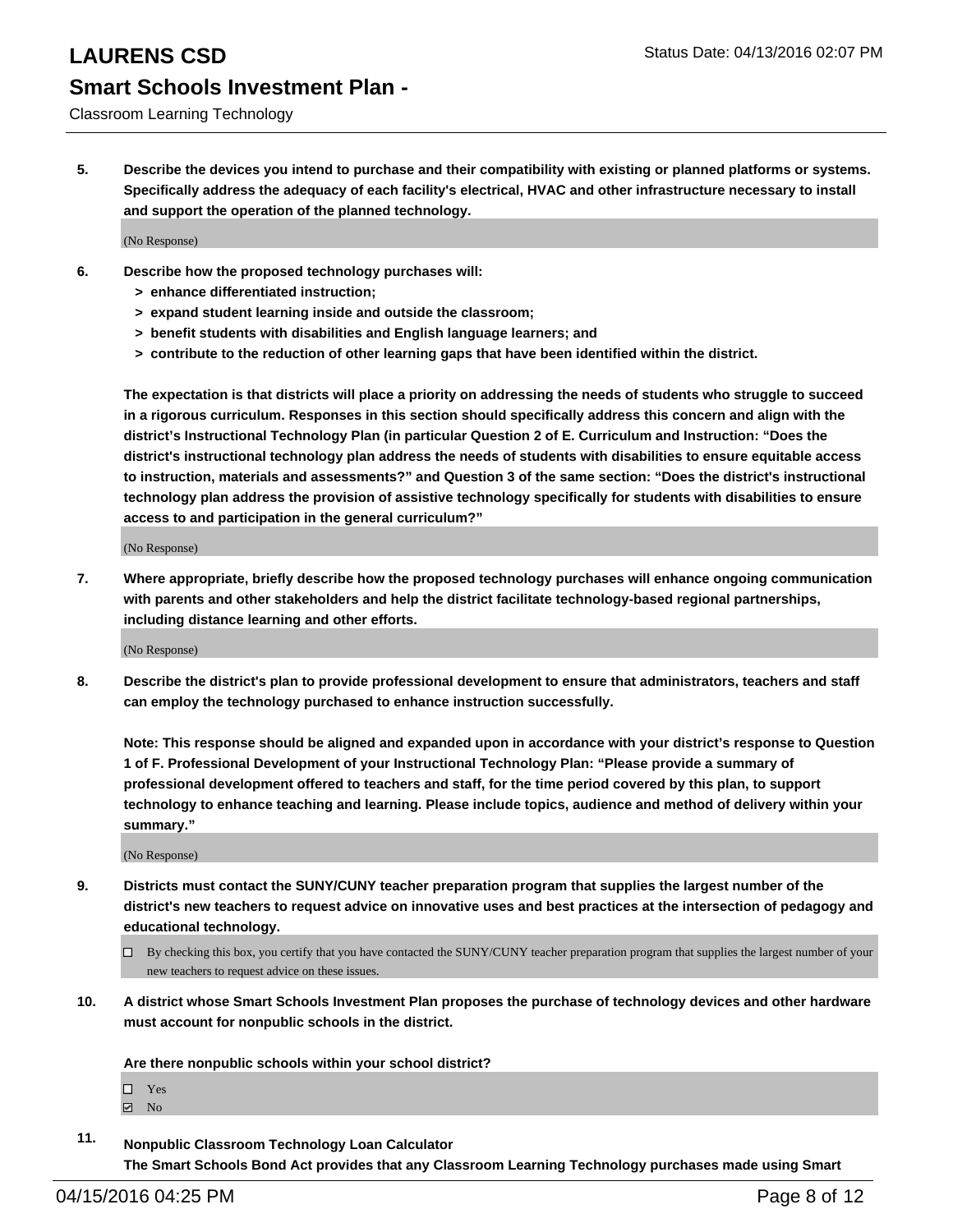**5. Describe the devices you intend to purchase and their compatibility with existing or planned platforms or systems. Specifically address the adequacy of each facility's electrical, HVAC and other infrastructure necessary to install and support the operation of the planned technology.**

(No Response)

**6. Describe how the proposed technology purchases will:**

- **> enhance differentiated instruction;**
- **> expand student learning inside and outside the classroom;**
- **> benefit students with disabilities and English language learners; and**
- **> contribute to the reduction of other learning gaps that have been identified within the district.**

**The expectation is that districts will place a priority on addressing the needs of students who struggle to succeed in a rigorous curriculum. Responses in this section should specifically address this concern and align with the district's Instructional Technology Plan (in particular Question 2 of E. Curriculum and Instruction: "Does the district's instructional technology plan address the needs of students with disabilities to ensure equitable access to instruction, materials and assessments?" and Question 3 of the same section: "Does the district's instructional technology plan address the provision of assistive technology specifically for students with disabilities to ensure access to and participation in the general curriculum?"**

(No Response)

**7. Where appropriate, briefly describe how the proposed technology purchases will enhance ongoing communication with parents and other stakeholders and help the district facilitate technology-based regional partnerships, including distance learning and other efforts.**

(No Response)

**8. Describe the district's plan to provide professional development to ensure that administrators, teachers and staff can employ the technology purchased to enhance instruction successfully.**

**Note: This response should be aligned and expanded upon in accordance with your district's response to Question 1 of F. Professional Development of your Instructional Technology Plan: "Please provide a summary of professional development offered to teachers and staff, for the time period covered by this plan, to support technology to enhance teaching and learning. Please include topics, audience and method of delivery within your summary."**

(No Response)

**9. Districts must contact the SUNY/CUNY teacher preparation program that supplies the largest number of the district's new teachers to request advice on innovative uses and best practices at the intersection of pedagogy and educational technology.**

☐ By checking this box, you certify that you have contacted the SUNY/CUNY teacher preparation program that supplies the largest number of your new teachers to request advice on these issues.

**10. A district whose Smart Schools Investment Plan proposes the purchase of technology devices and other hardware must account for nonpublic schools in the district.**

**Are there nonpublic schools within your school district?**

☐ Yes
☑ No

**11. Nonpublic Classroom Technology Loan Calculator**
**The Smart Schools Bond Act provides that any Classroom Learning Technology purchases made using Smart**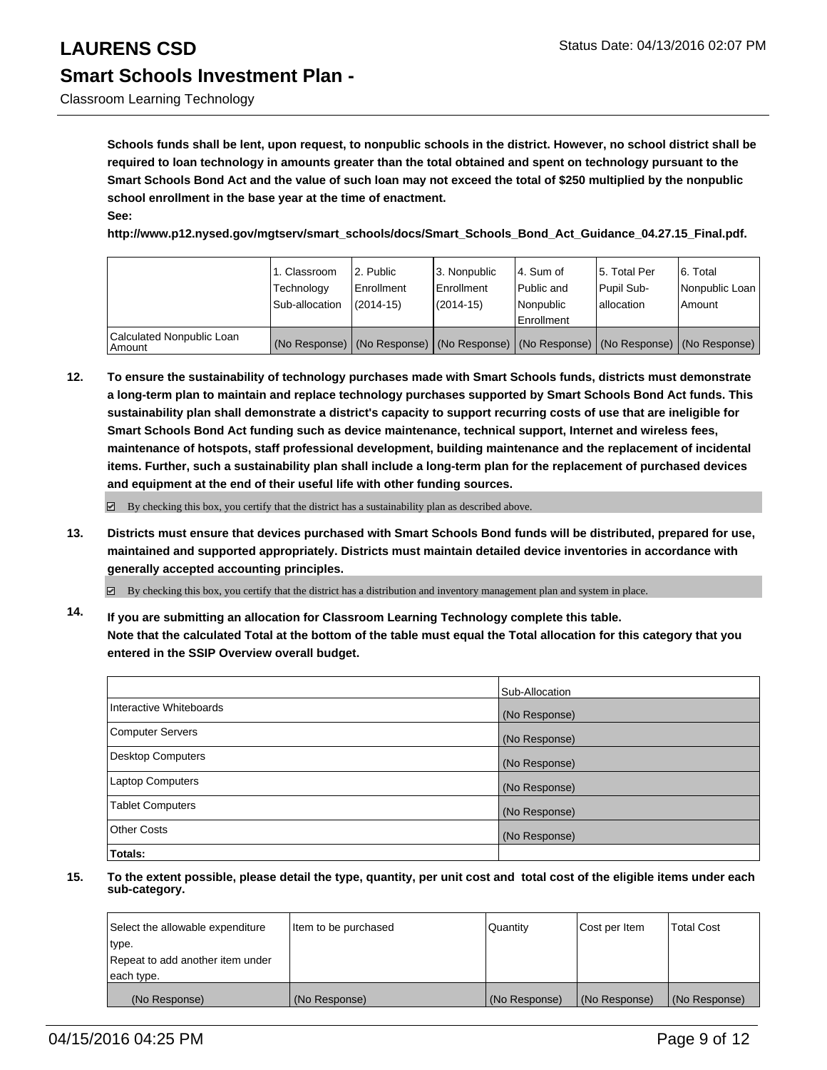Schools funds shall be lent, upon request, to nonpublic schools in the district. However, no school district shall be required to loan technology in amounts greater than the total obtained and spent on technology pursuant to the Smart Schools Bond Act and the value of such loan may not exceed the total of $250 multiplied by the nonpublic school enrollment in the base year at the time of enactment.
**See:**
**http://www.p12.nysed.gov/mgtserv/smart_schools/docs/Smart_Schools_Bond_Act_Guidance_04.27.15_Final.pdf.**

| | 1. Classroom Technology Sub-allocation | 2. Public Enrollment (2014-15) | 3. Nonpublic Enrollment (2014-15) | 4. Sum of Public and Nonpublic Enrollment | 5. Total Per Pupil Sub-allocation | 6. Total Nonpublic Loan Amount |
|---|---|---|---|---|---|---|
| Calculated Nonpublic Loan Amount | (No Response) | (No Response) | (No Response) | (No Response) | (No Response) | (No Response) |

**12. To ensure the sustainability of technology purchases made with Smart Schools funds, districts must demonstrate a long-term plan to maintain and replace technology purchases supported by Smart Schools Bond Act funds. This sustainability plan shall demonstrate a district's capacity to support recurring costs of use that are ineligible for Smart Schools Bond Act funding such as device maintenance, technical support, Internet and wireless fees, maintenance of hotspots, staff professional development, building maintenance and the replacement of incidental items. Further, such a sustainability plan shall include a long-term plan for the replacement of purchased devices and equipment at the end of their useful life with other funding sources.**

☑ By checking this box, you certify that the district has a sustainability plan as described above.

**13. Districts must ensure that devices purchased with Smart Schools Bond funds will be distributed, prepared for use, maintained and supported appropriately. Districts must maintain detailed device inventories in accordance with generally accepted accounting principles.**

☑ By checking this box, you certify that the district has a distribution and inventory management plan and system in place.

**14. If you are submitting an allocation for Classroom Learning Technology complete this table. Note that the calculated Total at the bottom of the table must equal the Total allocation for this category that you entered in the SSIP Overview overall budget.**

| | Sub-Allocation |
|---|---|
| Interactive Whiteboards | (No Response) |
| Computer Servers | (No Response) |
| Desktop Computers | (No Response) |
| Laptop Computers | (No Response) |
| Tablet Computers | (No Response) |
| Other Costs | (No Response) |
| **Totals:** | |

**15. To the extent possible, please detail the type, quantity, per unit cost and total cost of the eligible items under each sub-category.**

| Select the allowable expenditure type. Repeat to add another item under each type. | Item to be purchased | Quantity | Cost per Item | Total Cost |
|---|---|---|---|---|
| (No Response) | (No Response) | (No Response) | (No Response) | (No Response) |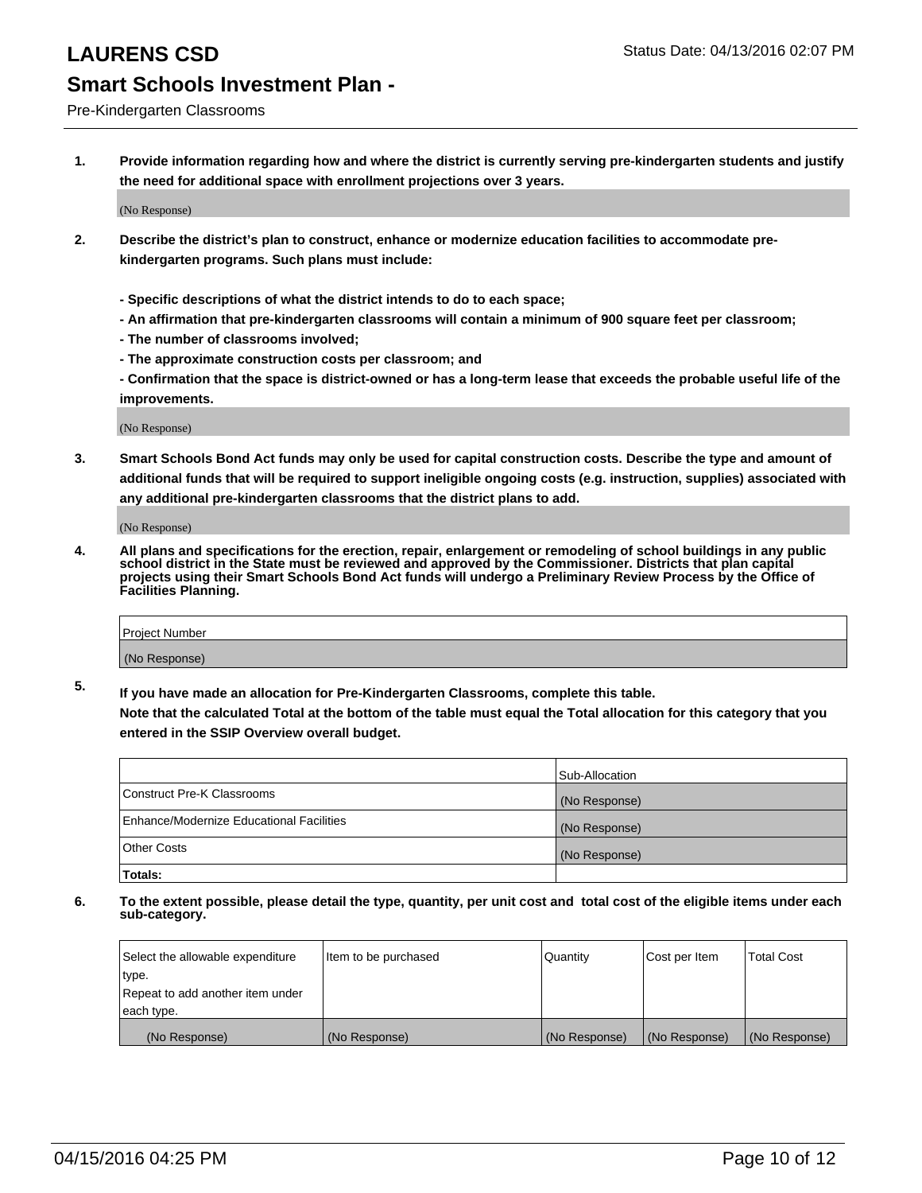# LAURENS CSD

Status Date: 04/13/2016 02:07 PM

## Smart Schools Investment Plan -

Pre-Kindergarten Classrooms

**1. Provide information regarding how and where the district is currently serving pre-kindergarten students and justify the need for additional space with enrollment projections over 3 years.**

(No Response)

**2. Describe the district's plan to construct, enhance or modernize education facilities to accommodate pre-kindergarten programs. Such plans must include:**

**- Specific descriptions of what the district intends to do to each space;**
**- An affirmation that pre-kindergarten classrooms will contain a minimum of 900 square feet per classroom;**
**- The number of classrooms involved;**
**- The approximate construction costs per classroom; and**
**- Confirmation that the space is district-owned or has a long-term lease that exceeds the probable useful life of the improvements.**

(No Response)

**3. Smart Schools Bond Act funds may only be used for capital construction costs. Describe the type and amount of additional funds that will be required to support ineligible ongoing costs (e.g. instruction, supplies) associated with any additional pre-kindergarten classrooms that the district plans to add.**

(No Response)

**4. All plans and specifications for the erection, repair, enlargement or remodeling of school buildings in any public school district in the State must be reviewed and approved by the Commissioner. Districts that plan capital projects using their Smart Schools Bond Act funds will undergo a Preliminary Review Process by the Office of Facilities Planning.**

| Project Number |
| --- |
| (No Response) |

**5. If you have made an allocation for Pre-Kindergarten Classrooms, complete this table.**
**Note that the calculated Total at the bottom of the table must equal the Total allocation for this category that you entered in the SSIP Overview overall budget.**

| | Sub-Allocation |
| --- | --- |
| Construct Pre-K Classrooms | (No Response) |
| Enhance/Modernize Educational Facilities | (No Response) |
| Other Costs | (No Response) |
| **Totals:** | |

**6. To the extent possible, please detail the type, quantity, per unit cost and total cost of the eligible items under each sub-category.**

| Select the allowable expenditure type. Repeat to add another item under each type. | Item to be purchased | Quantity | Cost per Item | Total Cost |
| --- | --- | --- | --- | --- |
| (No Response) | (No Response) | (No Response) | (No Response) | (No Response) |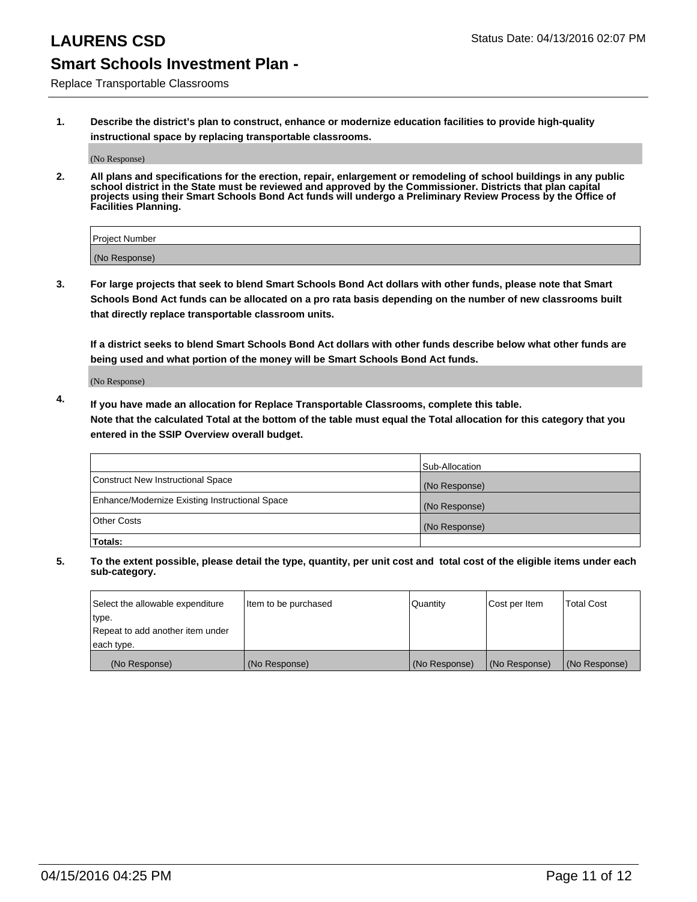# LAURENS CSD

Status Date: 04/13/2016 02:07 PM

## Smart Schools Investment Plan -

Replace Transportable Classrooms

**1. Describe the district's plan to construct, enhance or modernize education facilities to provide high-quality instructional space by replacing transportable classrooms.**

(No Response)

**2. All plans and specifications for the erection, repair, enlargement or remodeling of school buildings in any public school district in the State must be reviewed and approved by the Commissioner. Districts that plan capital projects using their Smart Schools Bond Act funds will undergo a Preliminary Review Process by the Office of Facilities Planning.**

| Project Number |
|---|
| (No Response) |

**3. For large projects that seek to blend Smart Schools Bond Act dollars with other funds, please note that Smart Schools Bond Act funds can be allocated on a pro rata basis depending on the number of new classrooms built that directly replace transportable classroom units.**

**If a district seeks to blend Smart Schools Bond Act dollars with other funds describe below what other funds are being used and what portion of the money will be Smart Schools Bond Act funds.**

(No Response)

**4. If you have made an allocation for Replace Transportable Classrooms, complete this table. Note that the calculated Total at the bottom of the table must equal the Total allocation for this category that you entered in the SSIP Overview overall budget.**

| | Sub-Allocation |
|---|---|
| Construct New Instructional Space | (No Response) |
| Enhance/Modernize Existing Instructional Space | (No Response) |
| Other Costs | (No Response) |
| **Totals:** | |

**5. To the extent possible, please detail the type, quantity, per unit cost and total cost of the eligible items under each sub-category.**

| Select the allowable expenditure type. Repeat to add another item under each type. | Item to be purchased | Quantity | Cost per Item | Total Cost |
|---|---|---|---|---|
| (No Response) | (No Response) | (No Response) | (No Response) | (No Response) |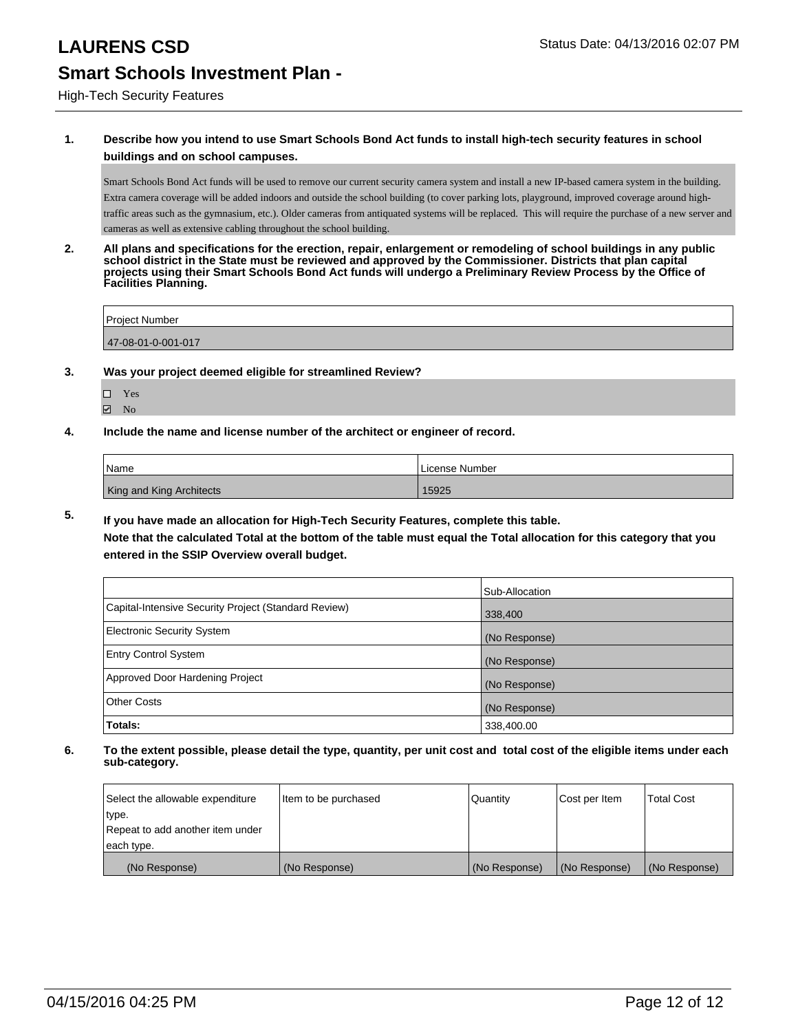# LAURENS CSD

Status Date: 04/13/2016 02:07 PM

## Smart Schools Investment Plan -

High-Tech Security Features

**1. Describe how you intend to use Smart Schools Bond Act funds to install high-tech security features in school buildings and on school campuses.**

Smart Schools Bond Act funds will be used to remove our current security camera system and install a new IP-based camera system in the building. Extra camera coverage will be added indoors and outside the school building (to cover parking lots, playground, improved coverage around high-traffic areas such as the gymnasium, etc.). Older cameras from antiquated systems will be replaced. This will require the purchase of a new server and cameras as well as extensive cabling throughout the school building.

**2. All plans and specifications for the erection, repair, enlargement or remodeling of school buildings in any public school district in the State must be reviewed and approved by the Commissioner. Districts that plan capital projects using their Smart Schools Bond Act funds will undergo a Preliminary Review Process by the Office of Facilities Planning.**

| Project Number |
| --- |
| 47-08-01-0-001-017 |

**3. Was your project deemed eligible for streamlined Review?**

- ☐ Yes
- ☑ No

**4. Include the name and license number of the architect or engineer of record.**

| Name | License Number |
| --- | --- |
| King and King Architects | 15925 |

**5. If you have made an allocation for High-Tech Security Features, complete this table.**

**Note that the calculated Total at the bottom of the table must equal the Total allocation for this category that you entered in the SSIP Overview overall budget.**

| | Sub-Allocation |
| --- | --- |
| Capital-Intensive Security Project (Standard Review) | 338,400 |
| Electronic Security System | (No Response) |
| Entry Control System | (No Response) |
| Approved Door Hardening Project | (No Response) |
| Other Costs | (No Response) |
| **Totals:** | 338,400.00 |

**6. To the extent possible, please detail the type, quantity, per unit cost and total cost of the eligible items under each sub-category.**

| Select the allowable expenditure type. Repeat to add another item under each type. | Item to be purchased | Quantity | Cost per Item | Total Cost |
| --- | --- | --- | --- | --- |
| (No Response) | (No Response) | (No Response) | (No Response) | (No Response) |

04/15/2016 04:25 PM